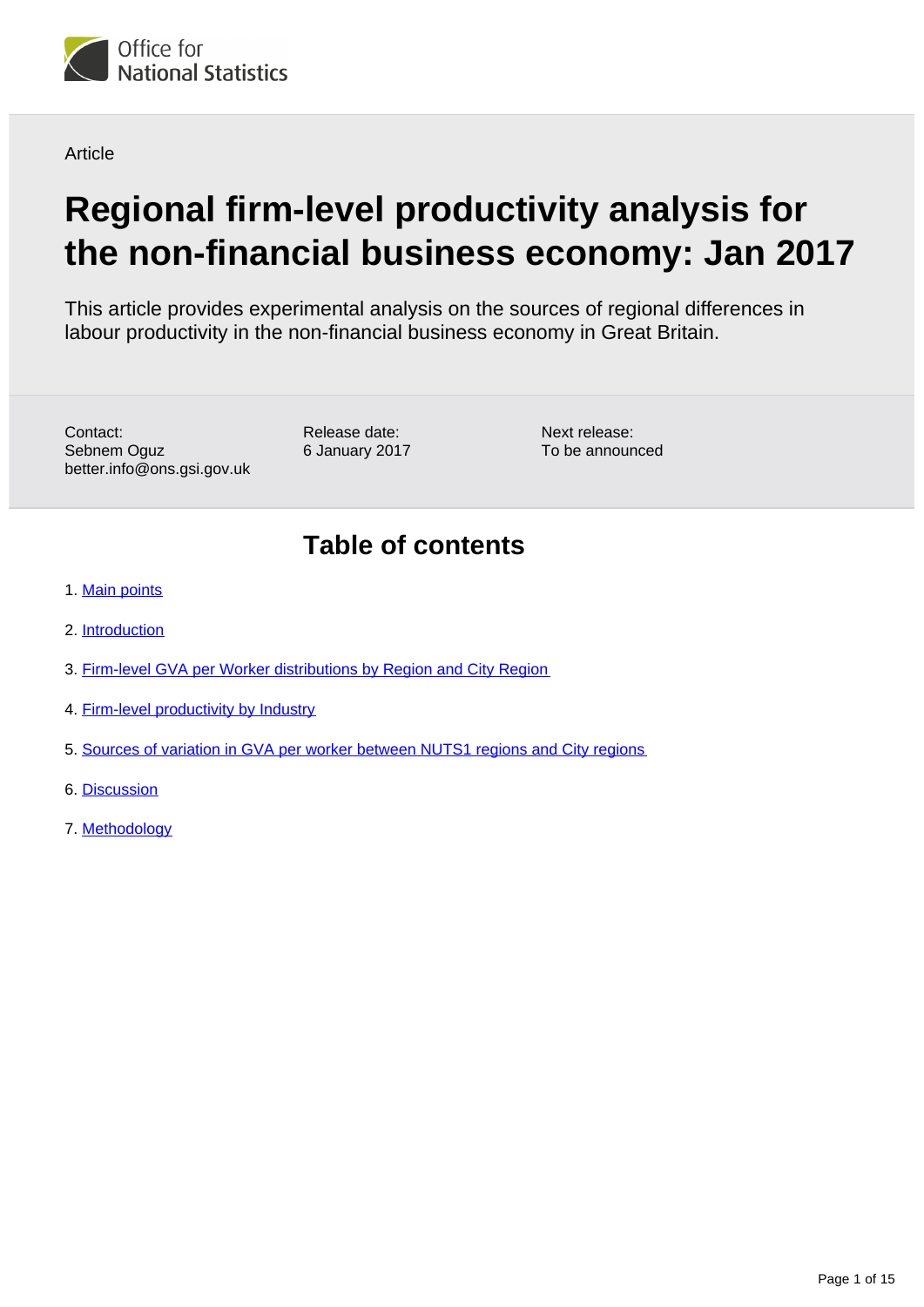Office for National Statistics

Article

# Regional firm-level productivity analysis for the non-financial business economy: Jan 2017

This article provides experimental analysis on the sources of regional differences in labour productivity in the non-financial business economy in Great Britain.

Contact:
Sebnem Oguz
better.info@ons.gsi.gov.uk

Release date:
6 January 2017

Next release:
To be announced

## Table of contents

1. Main points
2. Introduction
3. Firm-level GVA per Worker distributions by Region and City Region
4. Firm-level productivity by Industry
5. Sources of variation in GVA per worker between NUTS1 regions and City regions
6. Discussion
7. Methodology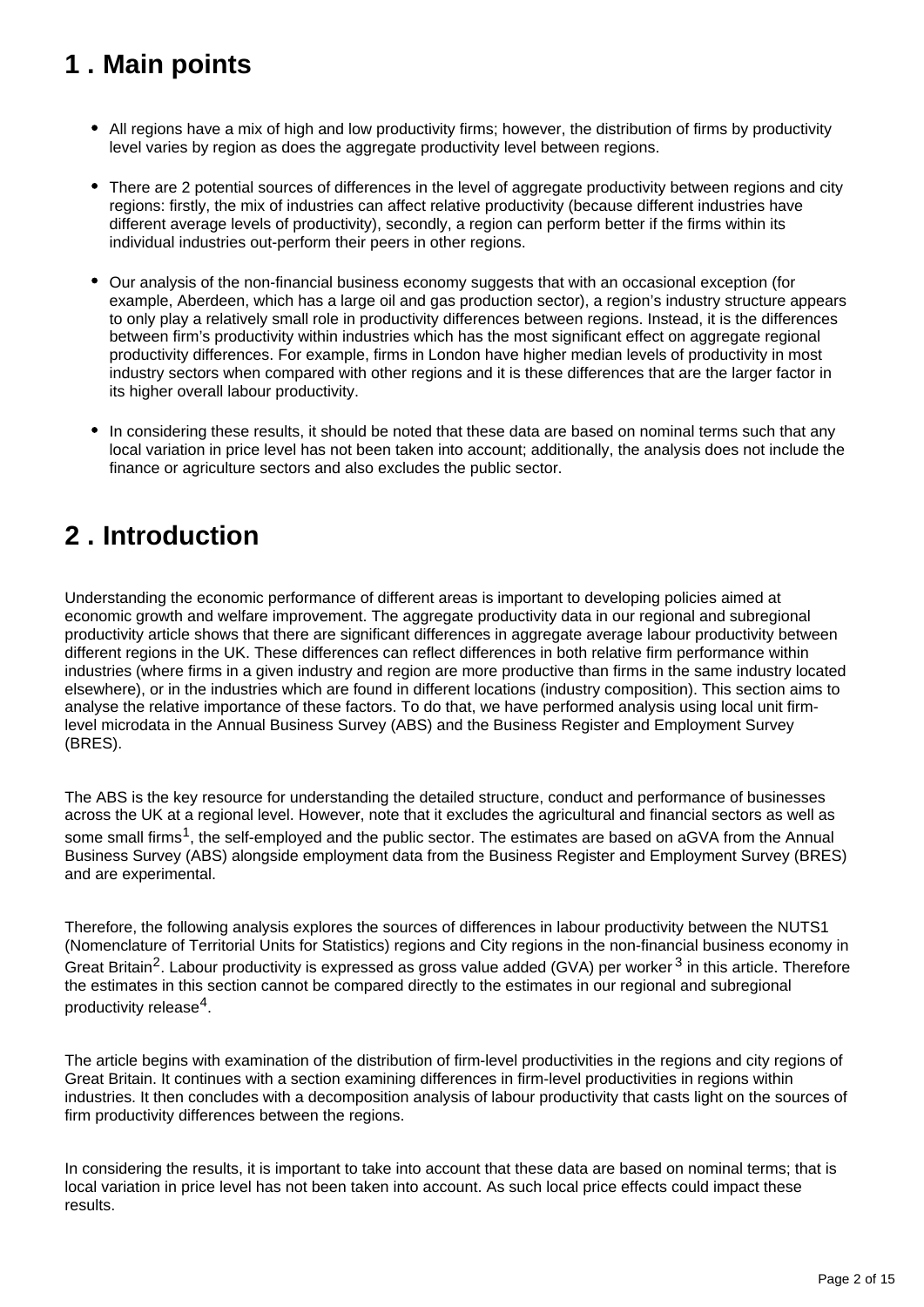## 1 . Main points

- All regions have a mix of high and low productivity firms; however, the distribution of firms by productivity level varies by region as does the aggregate productivity level between regions.
- There are 2 potential sources of differences in the level of aggregate productivity between regions and city regions: firstly, the mix of industries can affect relative productivity (because different industries have different average levels of productivity), secondly, a region can perform better if the firms within its individual industries out-perform their peers in other regions.
- Our analysis of the non-financial business economy suggests that with an occasional exception (for example, Aberdeen, which has a large oil and gas production sector), a region's industry structure appears to only play a relatively small role in productivity differences between regions. Instead, it is the differences between firm's productivity within industries which has the most significant effect on aggregate regional productivity differences. For example, firms in London have higher median levels of productivity in most industry sectors when compared with other regions and it is these differences that are the larger factor in its higher overall labour productivity.
- In considering these results, it should be noted that these data are based on nominal terms such that any local variation in price level has not been taken into account; additionally, the analysis does not include the finance or agriculture sectors and also excludes the public sector.

## 2 . Introduction

Understanding the economic performance of different areas is important to developing policies aimed at economic growth and welfare improvement. The aggregate productivity data in our regional and subregional productivity article shows that there are significant differences in aggregate average labour productivity between different regions in the UK. These differences can reflect differences in both relative firm performance within industries (where firms in a given industry and region are more productive than firms in the same industry located elsewhere), or in the industries which are found in different locations (industry composition). This section aims to analyse the relative importance of these factors. To do that, we have performed analysis using local unit firm-level microdata in the Annual Business Survey (ABS) and the Business Register and Employment Survey (BRES).

The ABS is the key resource for understanding the detailed structure, conduct and performance of businesses across the UK at a regional level. However, note that it excludes the agricultural and financial sectors as well as some small firms[1], the self-employed and the public sector. The estimates are based on aGVA from the Annual Business Survey (ABS) alongside employment data from the Business Register and Employment Survey (BRES) and are experimental.

Therefore, the following analysis explores the sources of differences in labour productivity between the NUTS1 (Nomenclature of Territorial Units for Statistics) regions and City regions in the non-financial business economy in Great Britain[2]. Labour productivity is expressed as gross value added (GVA) per worker[3] in this article. Therefore the estimates in this section cannot be compared directly to the estimates in our regional and subregional productivity release[4].

The article begins with examination of the distribution of firm-level productivities in the regions and city regions of Great Britain. It continues with a section examining differences in firm-level productivities in regions within industries. It then concludes with a decomposition analysis of labour productivity that casts light on the sources of firm productivity differences between the regions.

In considering the results, it is important to take into account that these data are based on nominal terms; that is local variation in price level has not been taken into account. As such local price effects could impact these results.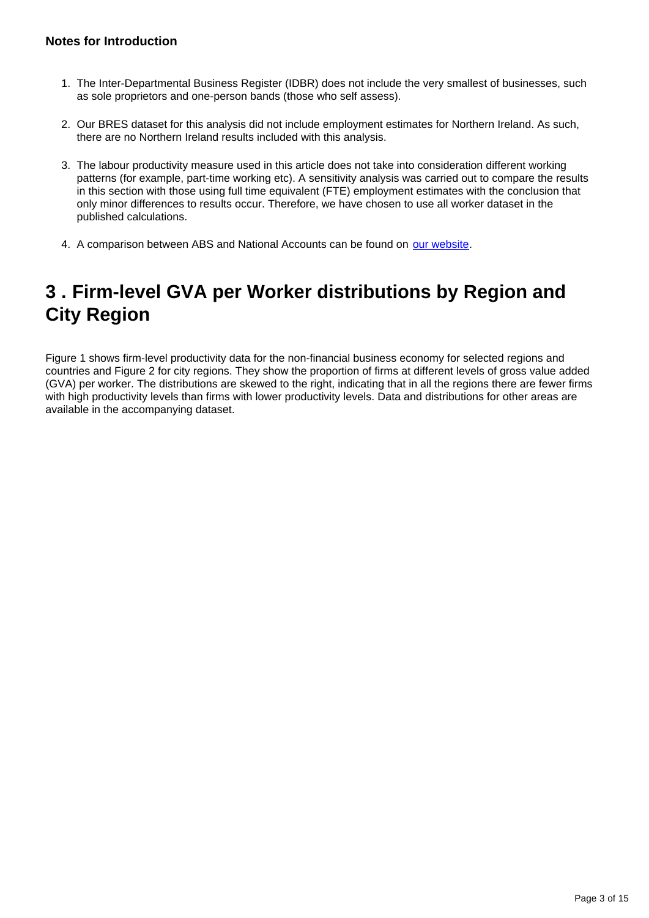**Notes for Introduction**

1. The Inter-Departmental Business Register (IDBR) does not include the very smallest of businesses, such as sole proprietors and one-person bands (those who self assess).

2. Our BRES dataset for this analysis did not include employment estimates for Northern Ireland. As such, there are no Northern Ireland results included with this analysis.

3. The labour productivity measure used in this article does not take into consideration different working patterns (for example, part-time working etc). A sensitivity analysis was carried out to compare the results in this section with those using full time equivalent (FTE) employment estimates with the conclusion that only minor differences to results occur. Therefore, we have chosen to use all worker dataset in the published calculations.

4. A comparison between ABS and National Accounts can be found on our website.

## 3 . Firm-level GVA per Worker distributions by Region and City Region

Figure 1 shows firm-level productivity data for the non-financial business economy for selected regions and countries and Figure 2 for city regions. They show the proportion of firms at different levels of gross value added (GVA) per worker. The distributions are skewed to the right, indicating that in all the regions there are fewer firms with high productivity levels than firms with lower productivity levels. Data and distributions for other areas are available in the accompanying dataset.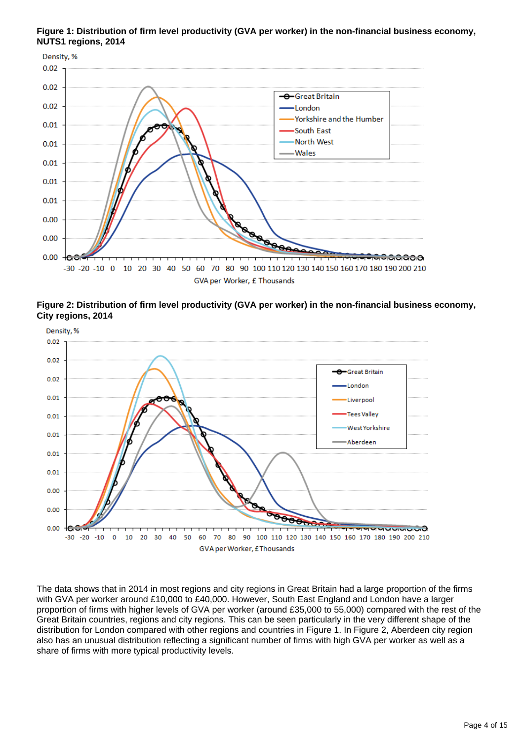**Figure 1: Distribution of firm level productivity (GVA per worker) in the non-financial business economy, NUTS1 regions, 2014**

**Figure 2: Distribution of firm level productivity (GVA per worker) in the non-financial business economy, City regions, 2014**

The data shows that in 2014 in most regions and city regions in Great Britain had a large proportion of the firms with GVA per worker around £10,000 to £40,000. However, South East England and London have a larger proportion of firms with higher levels of GVA per worker (around £35,000 to 55,000) compared with the rest of the Great Britain countries, regions and city regions. This can be seen particularly in the very different shape of the distribution for London compared with other regions and countries in Figure 1. In Figure 2, Aberdeen city region also has an unusual distribution reflecting a significant number of firms with high GVA per worker as well as a share of firms with more typical productivity levels.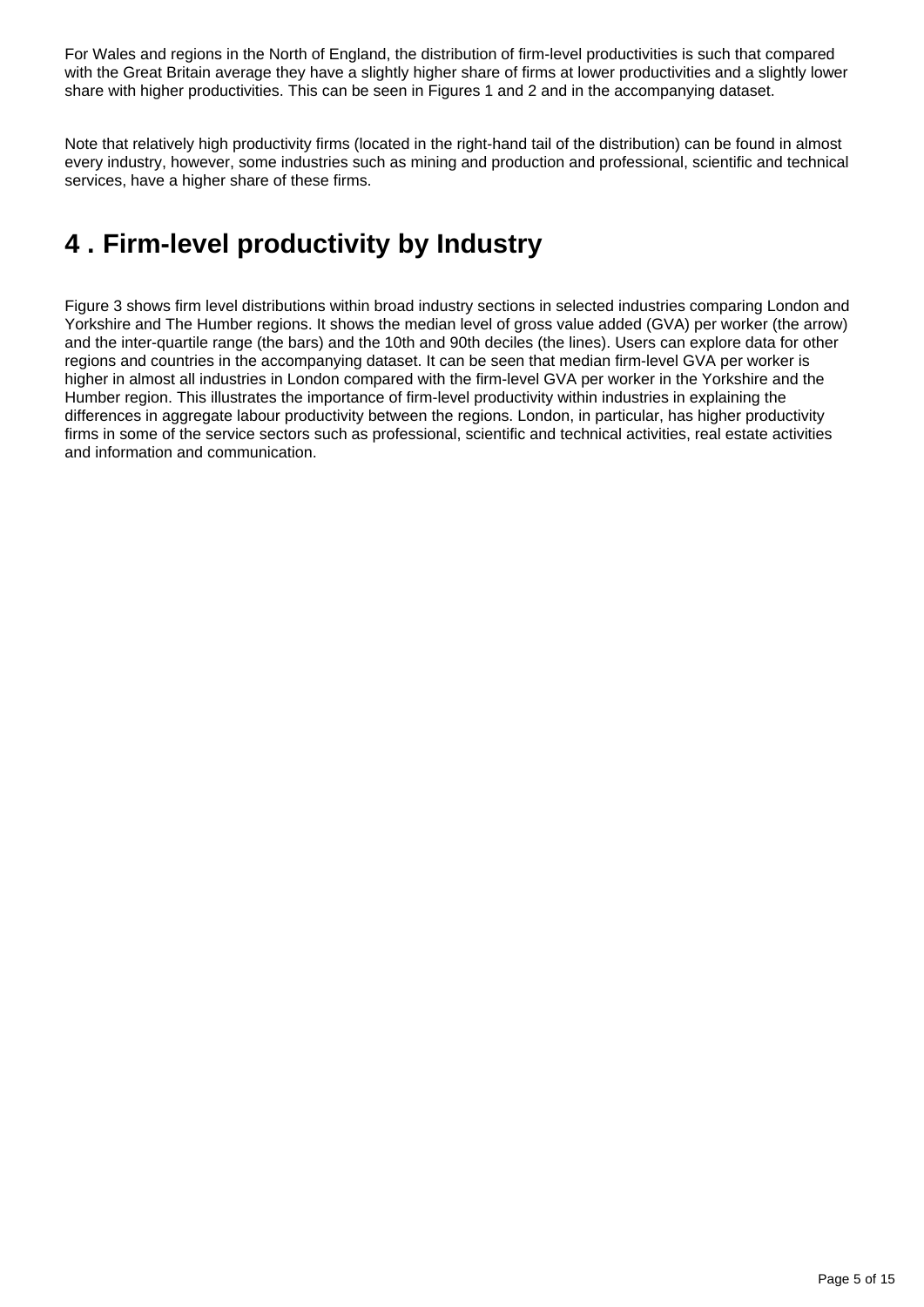For Wales and regions in the North of England, the distribution of firm-level productivities is such that compared with the Great Britain average they have a slightly higher share of firms at lower productivities and a slightly lower share with higher productivities. This can be seen in Figures 1 and 2 and in the accompanying dataset.

Note that relatively high productivity firms (located in the right-hand tail of the distribution) can be found in almost every industry, however, some industries such as mining and production and professional, scientific and technical services, have a higher share of these firms.

## 4 . Firm-level productivity by Industry

Figure 3 shows firm level distributions within broad industry sections in selected industries comparing London and Yorkshire and The Humber regions. It shows the median level of gross value added (GVA) per worker (the arrow) and the inter-quartile range (the bars) and the 10th and 90th deciles (the lines). Users can explore data for other regions and countries in the accompanying dataset. It can be seen that median firm-level GVA per worker is higher in almost all industries in London compared with the firm-level GVA per worker in the Yorkshire and the Humber region. This illustrates the importance of firm-level productivity within industries in explaining the differences in aggregate labour productivity between the regions. London, in particular, has higher productivity firms in some of the service sectors such as professional, scientific and technical activities, real estate activities and information and communication.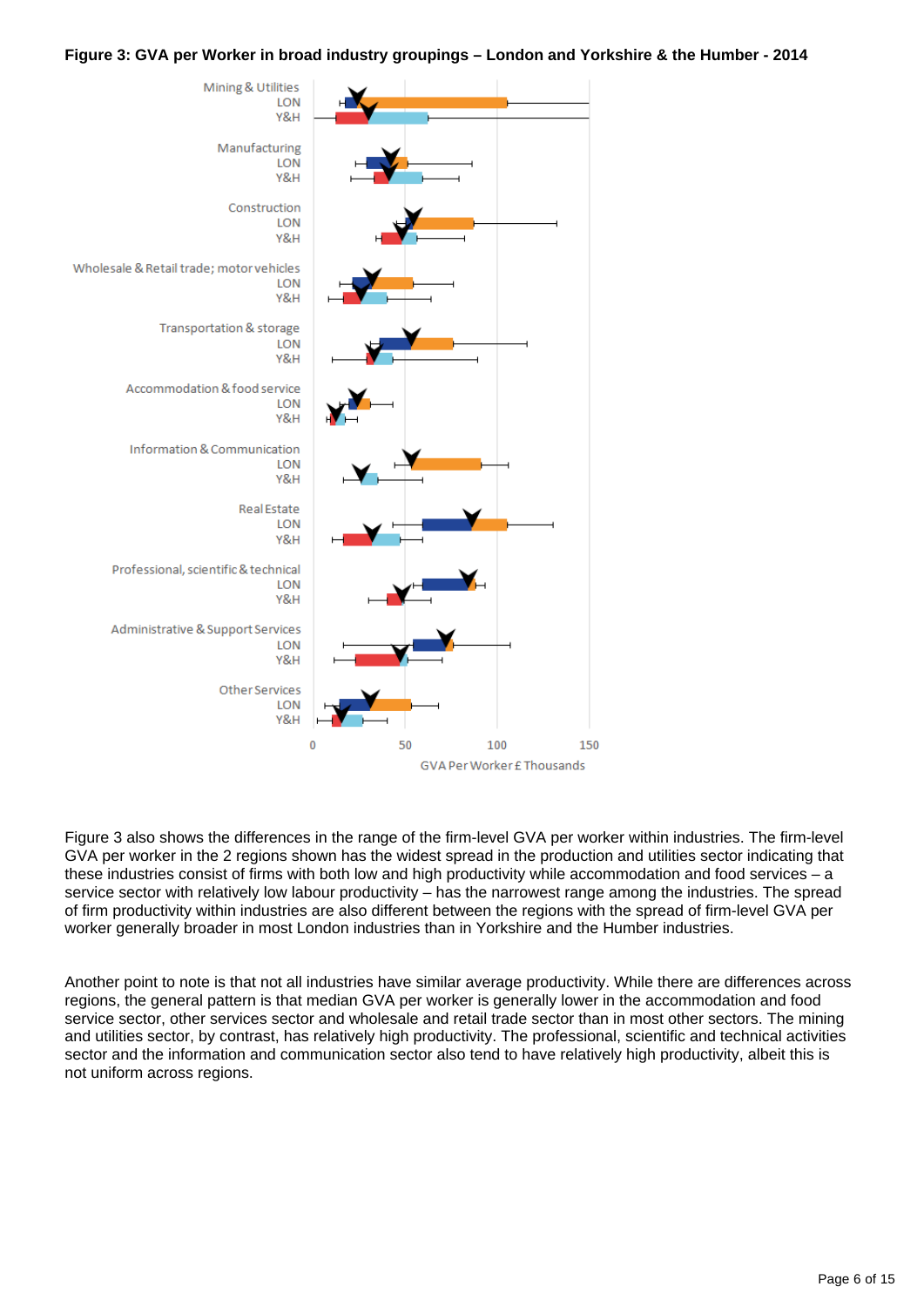**Figure 3: GVA per Worker in broad industry groupings – London and Yorkshire & the Humber - 2014**

Mining & Utilities
LON
Y&H

Manufacturing
LON
Y&H

Construction
LON
Y&H

Wholesale & Retail trade; motor vehicles
LON
Y&H

Transportation & storage
LON
Y&H

Accommodation & food service
LON
Y&H

Information & Communication
LON
Y&H

Real Estate
LON
Y&H

Professional, scientific & technical
LON
Y&H

Administrative & Support Services
LON
Y&H

Other Services
LON
Y&H

0 50 100 150

GVA Per Worker £ Thousands

Figure 3 also shows the differences in the range of the firm-level GVA per worker within industries. The firm-level GVA per worker in the 2 regions shown has the widest spread in the production and utilities sector indicating that these industries consist of firms with both low and high productivity while accommodation and food services – a service sector with relatively low labour productivity – has the narrowest range among the industries. The spread of firm productivity within industries are also different between the regions with the spread of firm-level GVA per worker generally broader in most London industries than in Yorkshire and the Humber industries.

Another point to note is that not all industries have similar average productivity. While there are differences across regions, the general pattern is that median GVA per worker is generally lower in the accommodation and food service sector, other services sector and wholesale and retail trade sector than in most other sectors. The mining and utilities sector, by contrast, has relatively high productivity. The professional, scientific and technical activities sector and the information and communication sector also tend to have relatively high productivity, albeit this is not uniform across regions.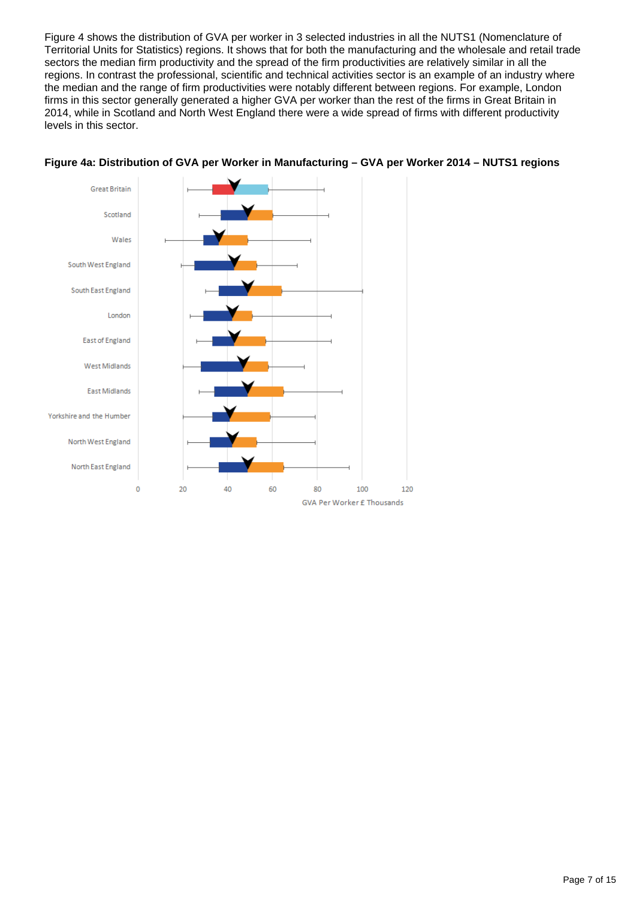Figure 4 shows the distribution of GVA per worker in 3 selected industries in all the NUTS1 (Nomenclature of Territorial Units for Statistics) regions. It shows that for both the manufacturing and the wholesale and retail trade sectors the median firm productivity and the spread of the firm productivities are relatively similar in all the regions. In contrast the professional, scientific and technical activities sector is an example of an industry where the median and the range of firm productivities were notably different between regions. For example, London firms in this sector generally generated a higher GVA per worker than the rest of the firms in Great Britain in 2014, while in Scotland and North West England there were a wide spread of firms with different productivity levels in this sector.

**Figure 4a: Distribution of GVA per Worker in Manufacturing – GVA per Worker 2014 – NUTS1 regions**

Great Britain
Scotland
Wales
South West England
South East England
London
East of England
West Midlands
East Midlands
Yorkshire and the Humber
North West England
North East England

0 20 40 60 80 100 120

GVA Per Worker £ Thousands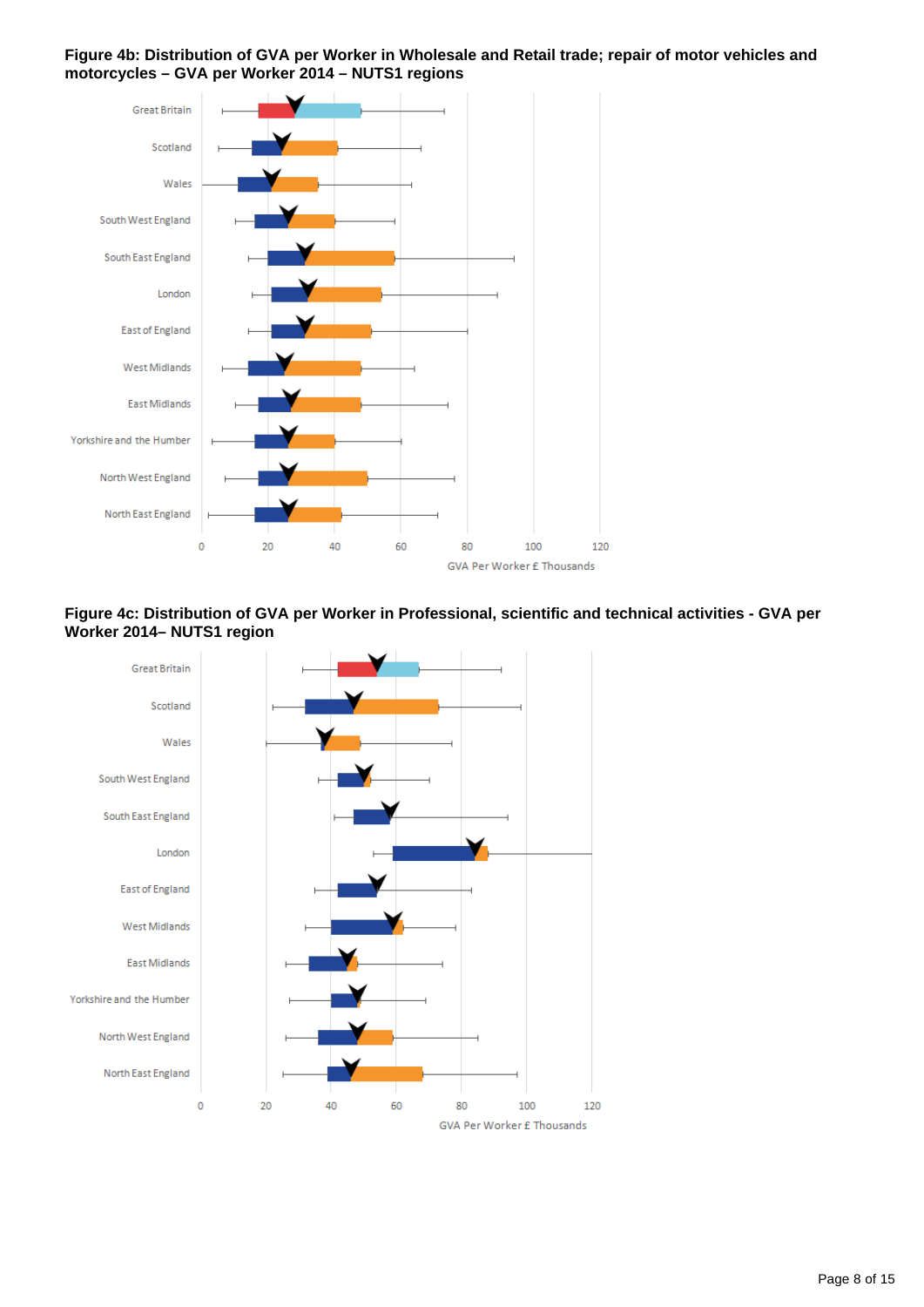**Figure 4b: Distribution of GVA per Worker in Wholesale and Retail trade; repair of motor vehicles and motorcycles – GVA per Worker 2014 – NUTS1 regions**

**Figure 4c: Distribution of GVA per Worker in Professional, scientific and technical activities - GVA per Worker 2014– NUTS1 region**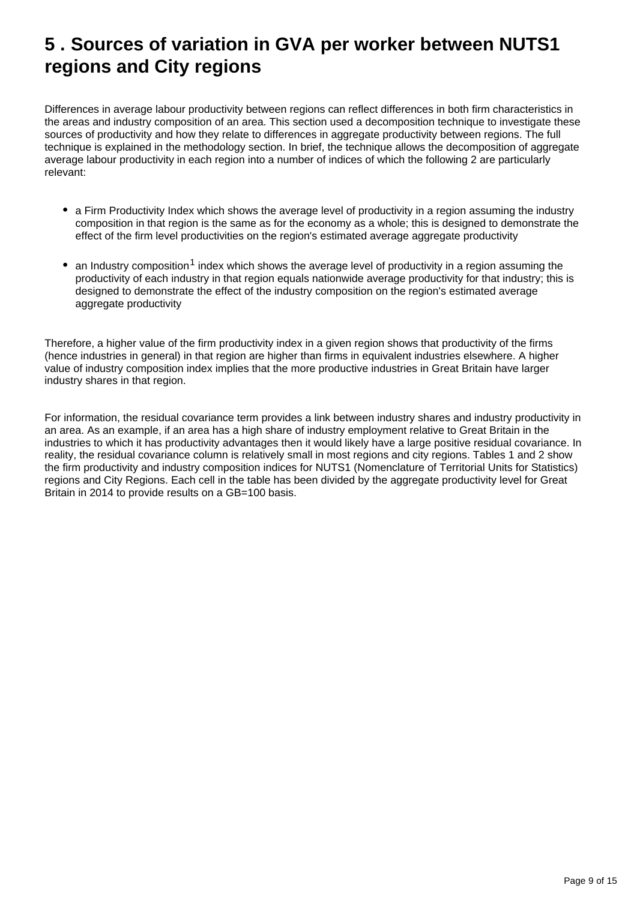# 5 . Sources of variation in GVA per worker between NUTS1 regions and City regions

Differences in average labour productivity between regions can reflect differences in both firm characteristics in the areas and industry composition of an area. This section used a decomposition technique to investigate these sources of productivity and how they relate to differences in aggregate productivity between regions. The full technique is explained in the methodology section. In brief, the technique allows the decomposition of aggregate average labour productivity in each region into a number of indices of which the following 2 are particularly relevant:

- a Firm Productivity Index which shows the average level of productivity in a region assuming the industry composition in that region is the same as for the economy as a whole; this is designed to demonstrate the effect of the firm level productivities on the region's estimated average aggregate productivity
- an Industry composition[1] index which shows the average level of productivity in a region assuming the productivity of each industry in that region equals nationwide average productivity for that industry; this is designed to demonstrate the effect of the industry composition on the region's estimated average aggregate productivity

Therefore, a higher value of the firm productivity index in a given region shows that productivity of the firms (hence industries in general) in that region are higher than firms in equivalent industries elsewhere. A higher value of industry composition index implies that the more productive industries in Great Britain have larger industry shares in that region.

For information, the residual covariance term provides a link between industry shares and industry productivity in an area. As an example, if an area has a high share of industry employment relative to Great Britain in the industries to which it has productivity advantages then it would likely have a large positive residual covariance. In reality, the residual covariance column is relatively small in most regions and city regions. Tables 1 and 2 show the firm productivity and industry composition indices for NUTS1 (Nomenclature of Territorial Units for Statistics) regions and City Regions. Each cell in the table has been divided by the aggregate productivity level for Great Britain in 2014 to provide results on a GB=100 basis.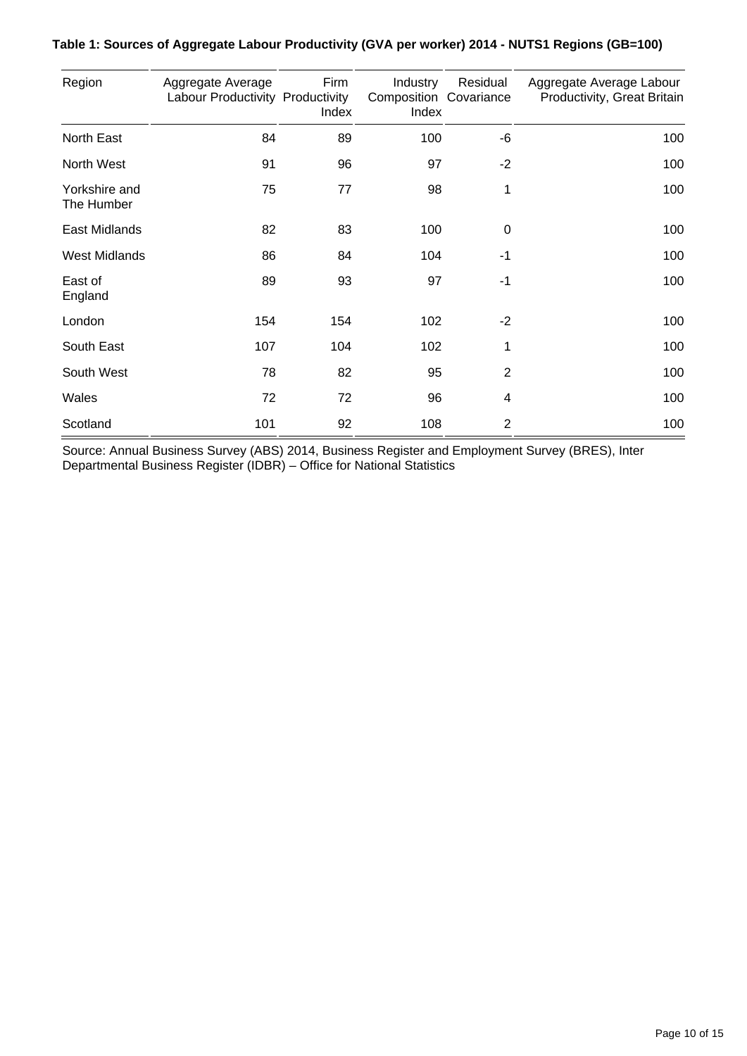**Table 1: Sources of Aggregate Labour Productivity (GVA per worker) 2014 - NUTS1 Regions (GB=100)**

| Region | Aggregate Average Labour Productivity | Firm Productivity Index | Industry Composition Index | Residual Covariance | Aggregate Average Labour Productivity, Great Britain |
|---|---|---|---|---|---|
| North East | 84 | 89 | 100 | -6 | 100 |
| North West | 91 | 96 | 97 | -2 | 100 |
| Yorkshire and The Humber | 75 | 77 | 98 | 1 | 100 |
| East Midlands | 82 | 83 | 100 | 0 | 100 |
| West Midlands | 86 | 84 | 104 | -1 | 100 |
| East of England | 89 | 93 | 97 | -1 | 100 |
| London | 154 | 154 | 102 | -2 | 100 |
| South East | 107 | 104 | 102 | 1 | 100 |
| South West | 78 | 82 | 95 | 2 | 100 |
| Wales | 72 | 72 | 96 | 4 | 100 |
| Scotland | 101 | 92 | 108 | 2 | 100 |

Source: Annual Business Survey (ABS) 2014, Business Register and Employment Survey (BRES), Inter Departmental Business Register (IDBR) – Office for National Statistics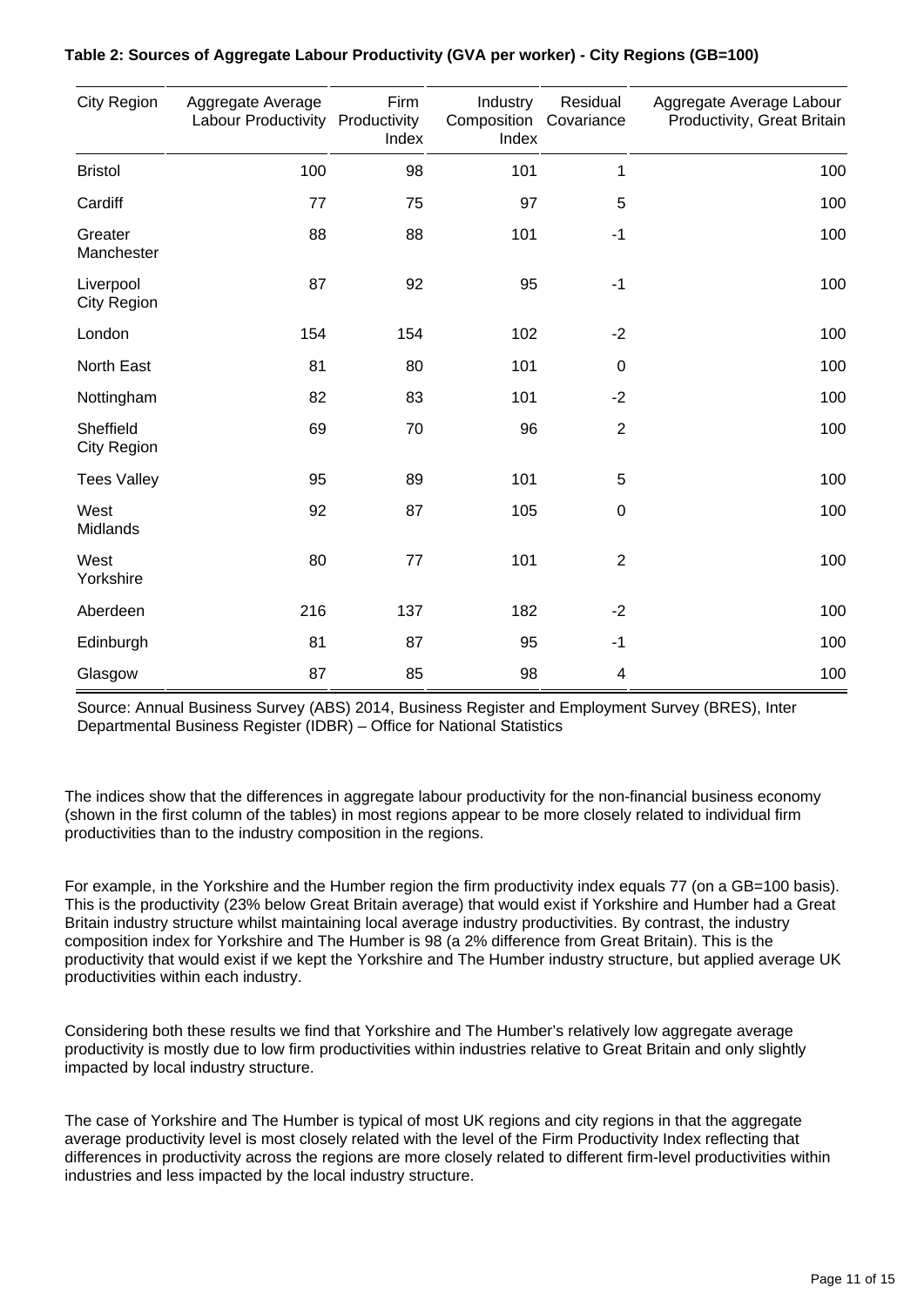**Table 2: Sources of Aggregate Labour Productivity (GVA per worker) - City Regions (GB=100)**

| City Region | Aggregate Average Labour Productivity | Firm Productivity Index | Industry Composition Index | Residual Covariance | Aggregate Average Labour Productivity, Great Britain |
|---|---|---|---|---|---|
| Bristol | 100 | 98 | 101 | 1 | 100 |
| Cardiff | 77 | 75 | 97 | 5 | 100 |
| Greater Manchester | 88 | 88 | 101 | -1 | 100 |
| Liverpool City Region | 87 | 92 | 95 | -1 | 100 |
| London | 154 | 154 | 102 | -2 | 100 |
| North East | 81 | 80 | 101 | 0 | 100 |
| Nottingham | 82 | 83 | 101 | -2 | 100 |
| Sheffield City Region | 69 | 70 | 96 | 2 | 100 |
| Tees Valley | 95 | 89 | 101 | 5 | 100 |
| West Midlands | 92 | 87 | 105 | 0 | 100 |
| West Yorkshire | 80 | 77 | 101 | 2 | 100 |
| Aberdeen | 216 | 137 | 182 | -2 | 100 |
| Edinburgh | 81 | 87 | 95 | -1 | 100 |
| Glasgow | 87 | 85 | 98 | 4 | 100 |

Source: Annual Business Survey (ABS) 2014, Business Register and Employment Survey (BRES), Inter Departmental Business Register (IDBR) – Office for National Statistics

The indices show that the differences in aggregate labour productivity for the non-financial business economy (shown in the first column of the tables) in most regions appear to be more closely related to individual firm productivities than to the industry composition in the regions.

For example, in the Yorkshire and the Humber region the firm productivity index equals 77 (on a GB=100 basis). This is the productivity (23% below Great Britain average) that would exist if Yorkshire and Humber had a Great Britain industry structure whilst maintaining local average industry productivities. By contrast, the industry composition index for Yorkshire and The Humber is 98 (a 2% difference from Great Britain). This is the productivity that would exist if we kept the Yorkshire and The Humber industry structure, but applied average UK productivities within each industry.

Considering both these results we find that Yorkshire and The Humber's relatively low aggregate average productivity is mostly due to low firm productivities within industries relative to Great Britain and only slightly impacted by local industry structure.

The case of Yorkshire and The Humber is typical of most UK regions and city regions in that the aggregate average productivity level is most closely related with the level of the Firm Productivity Index reflecting that differences in productivity across the regions are more closely related to different firm-level productivities within industries and less impacted by the local industry structure.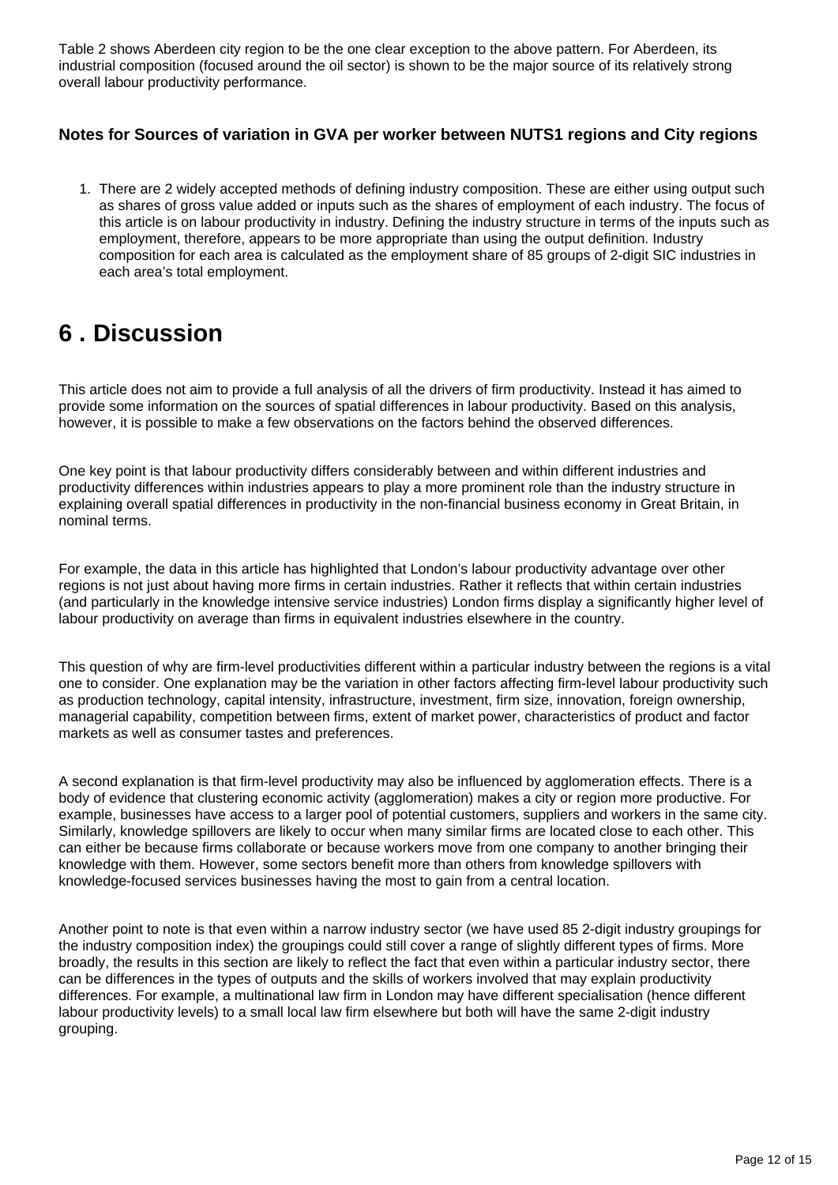Table 2 shows Aberdeen city region to be the one clear exception to the above pattern. For Aberdeen, its industrial composition (focused around the oil sector) is shown to be the major source of its relatively strong overall labour productivity performance.

### Notes for Sources of variation in GVA per worker between NUTS1 regions and City regions

1. There are 2 widely accepted methods of defining industry composition. These are either using output such as shares of gross value added or inputs such as the shares of employment of each industry. The focus of this article is on labour productivity in industry. Defining the industry structure in terms of the inputs such as employment, therefore, appears to be more appropriate than using the output definition. Industry composition for each area is calculated as the employment share of 85 groups of 2-digit SIC industries in each area's total employment.

## 6 . Discussion

This article does not aim to provide a full analysis of all the drivers of firm productivity. Instead it has aimed to provide some information on the sources of spatial differences in labour productivity. Based on this analysis, however, it is possible to make a few observations on the factors behind the observed differences.

One key point is that labour productivity differs considerably between and within different industries and productivity differences within industries appears to play a more prominent role than the industry structure in explaining overall spatial differences in productivity in the non-financial business economy in Great Britain, in nominal terms.

For example, the data in this article has highlighted that London's labour productivity advantage over other regions is not just about having more firms in certain industries. Rather it reflects that within certain industries (and particularly in the knowledge intensive service industries) London firms display a significantly higher level of labour productivity on average than firms in equivalent industries elsewhere in the country.

This question of why are firm-level productivities different within a particular industry between the regions is a vital one to consider. One explanation may be the variation in other factors affecting firm-level labour productivity such as production technology, capital intensity, infrastructure, investment, firm size, innovation, foreign ownership, managerial capability, competition between firms, extent of market power, characteristics of product and factor markets as well as consumer tastes and preferences.

A second explanation is that firm-level productivity may also be influenced by agglomeration effects. There is a body of evidence that clustering economic activity (agglomeration) makes a city or region more productive. For example, businesses have access to a larger pool of potential customers, suppliers and workers in the same city. Similarly, knowledge spillovers are likely to occur when many similar firms are located close to each other. This can either be because firms collaborate or because workers move from one company to another bringing their knowledge with them. However, some sectors benefit more than others from knowledge spillovers with knowledge-focused services businesses having the most to gain from a central location.

Another point to note is that even within a narrow industry sector (we have used 85 2-digit industry groupings for the industry composition index) the groupings could still cover a range of slightly different types of firms. More broadly, the results in this section are likely to reflect the fact that even within a particular industry sector, there can be differences in the types of outputs and the skills of workers involved that may explain productivity differences. For example, a multinational law firm in London may have different specialisation (hence different labour productivity levels) to a small local law firm elsewhere but both will have the same 2-digit industry grouping.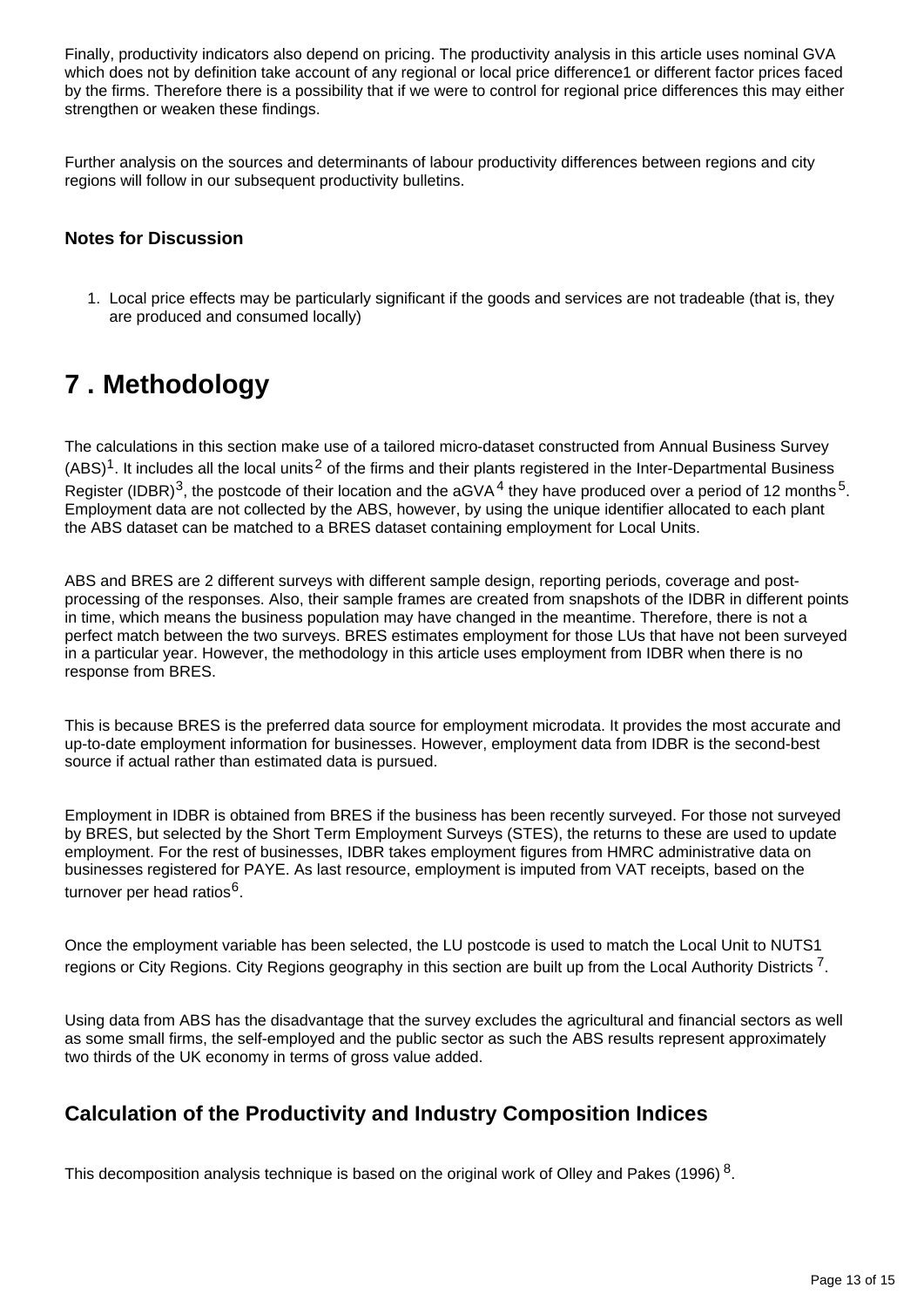Finally, productivity indicators also depend on pricing. The productivity analysis in this article uses nominal GVA which does not by definition take account of any regional or local price difference1 or different factor prices faced by the firms. Therefore there is a possibility that if we were to control for regional price differences this may either strengthen or weaken these findings.

Further analysis on the sources and determinants of labour productivity differences between regions and city regions will follow in our subsequent productivity bulletins.

### Notes for Discussion

1. Local price effects may be particularly significant if the goods and services are not tradeable (that is, they are produced and consumed locally)

# 7 . Methodology

The calculations in this section make use of a tailored micro-dataset constructed from Annual Business Survey (ABS)[1]. It includes all the local units[2] of the firms and their plants registered in the Inter-Departmental Business Register (IDBR)[3], the postcode of their location and the aGVA[4] they have produced over a period of 12 months[5]. Employment data are not collected by the ABS, however, by using the unique identifier allocated to each plant the ABS dataset can be matched to a BRES dataset containing employment for Local Units.

ABS and BRES are 2 different surveys with different sample design, reporting periods, coverage and post-processing of the responses. Also, their sample frames are created from snapshots of the IDBR in different points in time, which means the business population may have changed in the meantime. Therefore, there is not a perfect match between the two surveys. BRES estimates employment for those LUs that have not been surveyed in a particular year. However, the methodology in this article uses employment from IDBR when there is no response from BRES.

This is because BRES is the preferred data source for employment microdata. It provides the most accurate and up-to-date employment information for businesses. However, employment data from IDBR is the second-best source if actual rather than estimated data is pursued.

Employment in IDBR is obtained from BRES if the business has been recently surveyed. For those not surveyed by BRES, but selected by the Short Term Employment Surveys (STES), the returns to these are used to update employment. For the rest of businesses, IDBR takes employment figures from HMRC administrative data on businesses registered for PAYE. As last resource, employment is imputed from VAT receipts, based on the turnover per head ratios[6].

Once the employment variable has been selected, the LU postcode is used to match the Local Unit to NUTS1 regions or City Regions. City Regions geography in this section are built up from the Local Authority Districts [7].

Using data from ABS has the disadvantage that the survey excludes the agricultural and financial sectors as well as some small firms, the self-employed and the public sector as such the ABS results represent approximately two thirds of the UK economy in terms of gross value added.

## Calculation of the Productivity and Industry Composition Indices

This decomposition analysis technique is based on the original work of Olley and Pakes (1996) [8].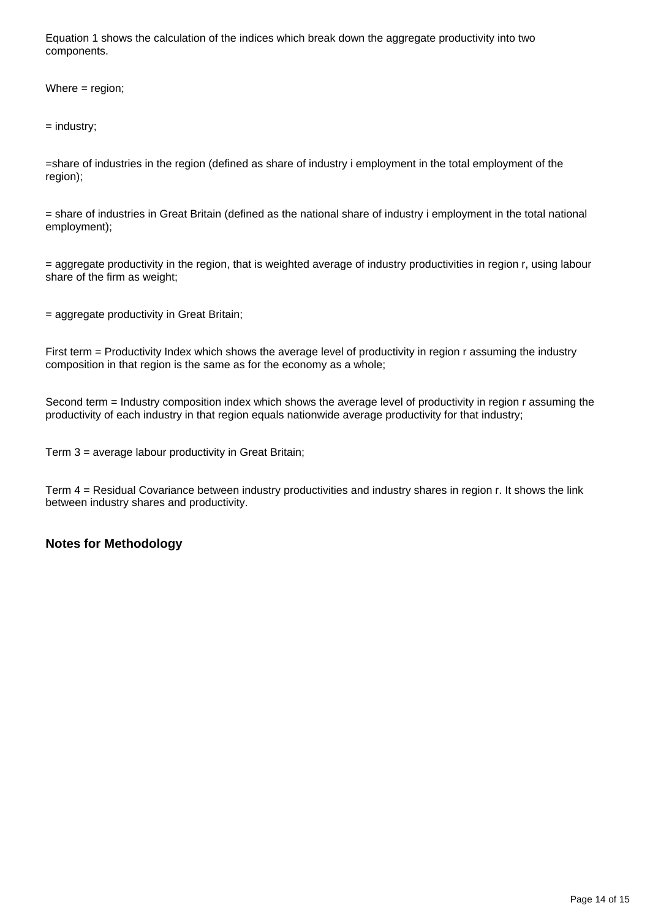Equation 1 shows the calculation of the indices which break down the aggregate productivity into two components.

Where = region;

= industry;

=share of industries in the region (defined as share of industry i employment in the total employment of the region);

= share of industries in Great Britain (defined as the national share of industry i employment in the total national employment);

= aggregate productivity in the region, that is weighted average of industry productivities in region r, using labour share of the firm as weight;

= aggregate productivity in Great Britain;

First term = Productivity Index which shows the average level of productivity in region r assuming the industry composition in that region is the same as for the economy as a whole;

Second term = Industry composition index which shows the average level of productivity in region r assuming the productivity of each industry in that region equals nationwide average productivity for that industry;

Term 3 = average labour productivity in Great Britain;

Term 4 = Residual Covariance between industry productivities and industry shares in region r. It shows the link between industry shares and productivity.

### Notes for Methodology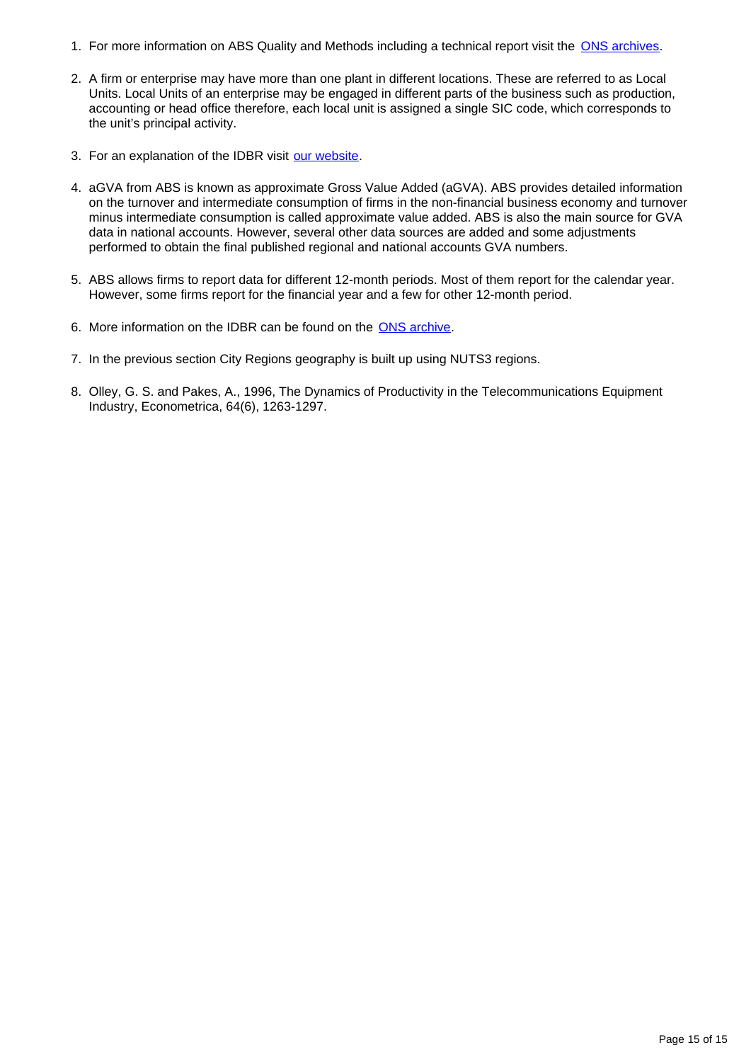1. For more information on ABS Quality and Methods including a technical report visit the ONS archives.

2. A firm or enterprise may have more than one plant in different locations. These are referred to as Local Units. Local Units of an enterprise may be engaged in different parts of the business such as production, accounting or head office therefore, each local unit is assigned a single SIC code, which corresponds to the unit's principal activity.

3. For an explanation of the IDBR visit our website.

4. aGVA from ABS is known as approximate Gross Value Added (aGVA). ABS provides detailed information on the turnover and intermediate consumption of firms in the non-financial business economy and turnover minus intermediate consumption is called approximate value added. ABS is also the main source for GVA data in national accounts. However, several other data sources are added and some adjustments performed to obtain the final published regional and national accounts GVA numbers.

5. ABS allows firms to report data for different 12-month periods. Most of them report for the calendar year. However, some firms report for the financial year and a few for other 12-month period.

6. More information on the IDBR can be found on the ONS archive.

7. In the previous section City Regions geography is built up using NUTS3 regions.

8. Olley, G. S. and Pakes, A., 1996, The Dynamics of Productivity in the Telecommunications Equipment Industry, Econometrica, 64(6), 1263-1297.